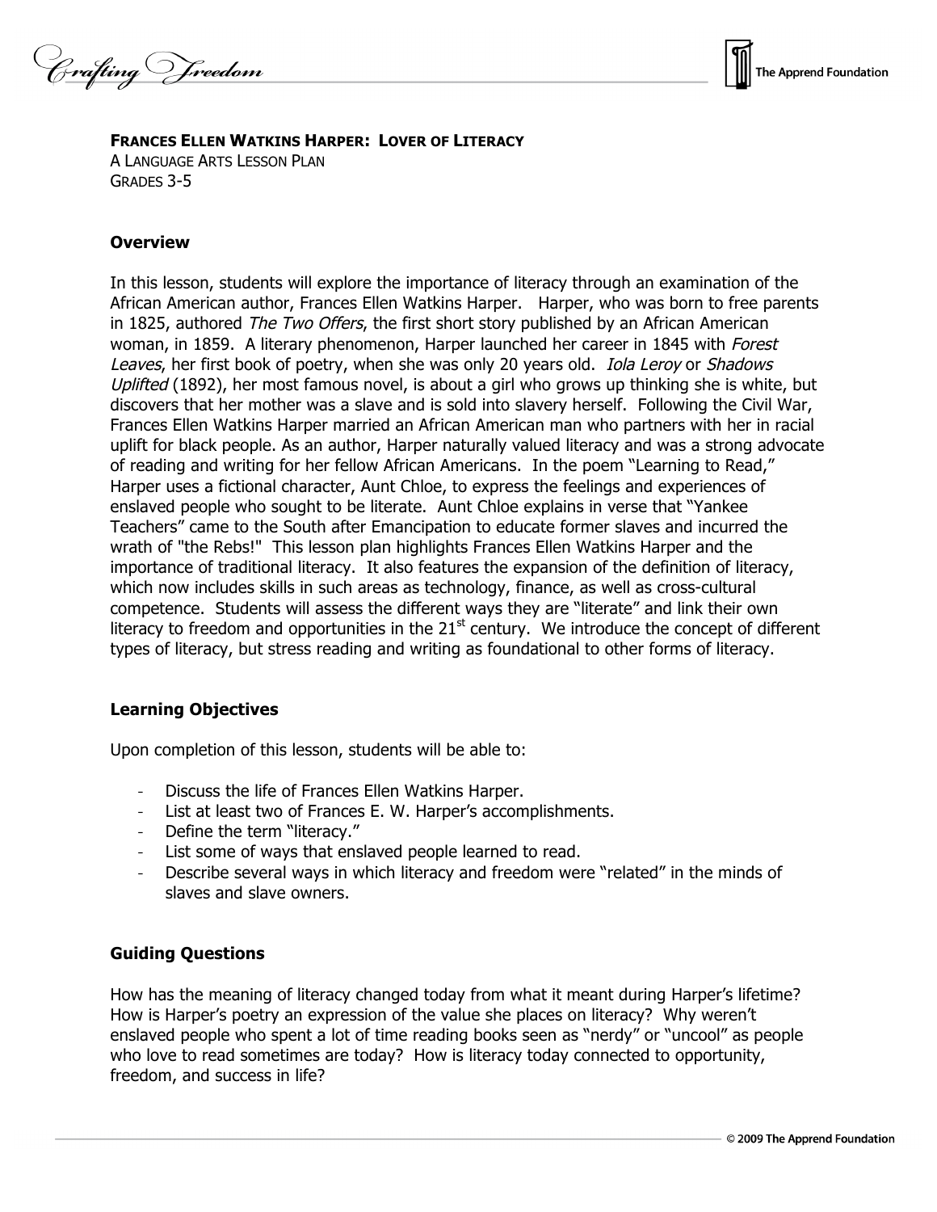**FRANCES ELLEN WATKINS HARPER: LOVER OF LITERACY**
A LANGUAGE ARTS LESSON PLAN
GRADES 3-5

### Overview

In this lesson, students will explore the importance of literacy through an examination of the African American author, Frances Ellen Watkins Harper. Harper, who was born to free parents in 1825, authored *The Two Offers*, the first short story published by an African American woman, in 1859. A literary phenomenon, Harper launched her career in 1845 with *Forest Leaves*, her first book of poetry, when she was only 20 years old. *Iola Leroy* or *Shadows Uplifted* (1892), her most famous novel, is about a girl who grows up thinking she is white, but discovers that her mother was a slave and is sold into slavery herself. Following the Civil War, Frances Ellen Watkins Harper married an African American man who partners with her in racial uplift for black people. As an author, Harper naturally valued literacy and was a strong advocate of reading and writing for her fellow African Americans. In the poem "Learning to Read," Harper uses a fictional character, Aunt Chloe, to express the feelings and experiences of enslaved people who sought to be literate. Aunt Chloe explains in verse that "Yankee Teachers" came to the South after Emancipation to educate former slaves and incurred the wrath of "the Rebs!" This lesson plan highlights Frances Ellen Watkins Harper and the importance of traditional literacy. It also features the expansion of the definition of literacy, which now includes skills in such areas as technology, finance, as well as cross-cultural competence. Students will assess the different ways they are "literate" and link their own literacy to freedom and opportunities in the 21st century. We introduce the concept of different types of literacy, but stress reading and writing as foundational to other forms of literacy.

### Learning Objectives

Upon completion of this lesson, students will be able to:

- Discuss the life of Frances Ellen Watkins Harper.
- List at least two of Frances E. W. Harper's accomplishments.
- Define the term "literacy."
- List some of ways that enslaved people learned to read.
- Describe several ways in which literacy and freedom were "related" in the minds of slaves and slave owners.

### Guiding Questions

How has the meaning of literacy changed today from what it meant during Harper's lifetime? How is Harper's poetry an expression of the value she places on literacy? Why weren't enslaved people who spent a lot of time reading books seen as "nerdy" or "uncool" as people who love to read sometimes are today? How is literacy today connected to opportunity, freedom, and success in life?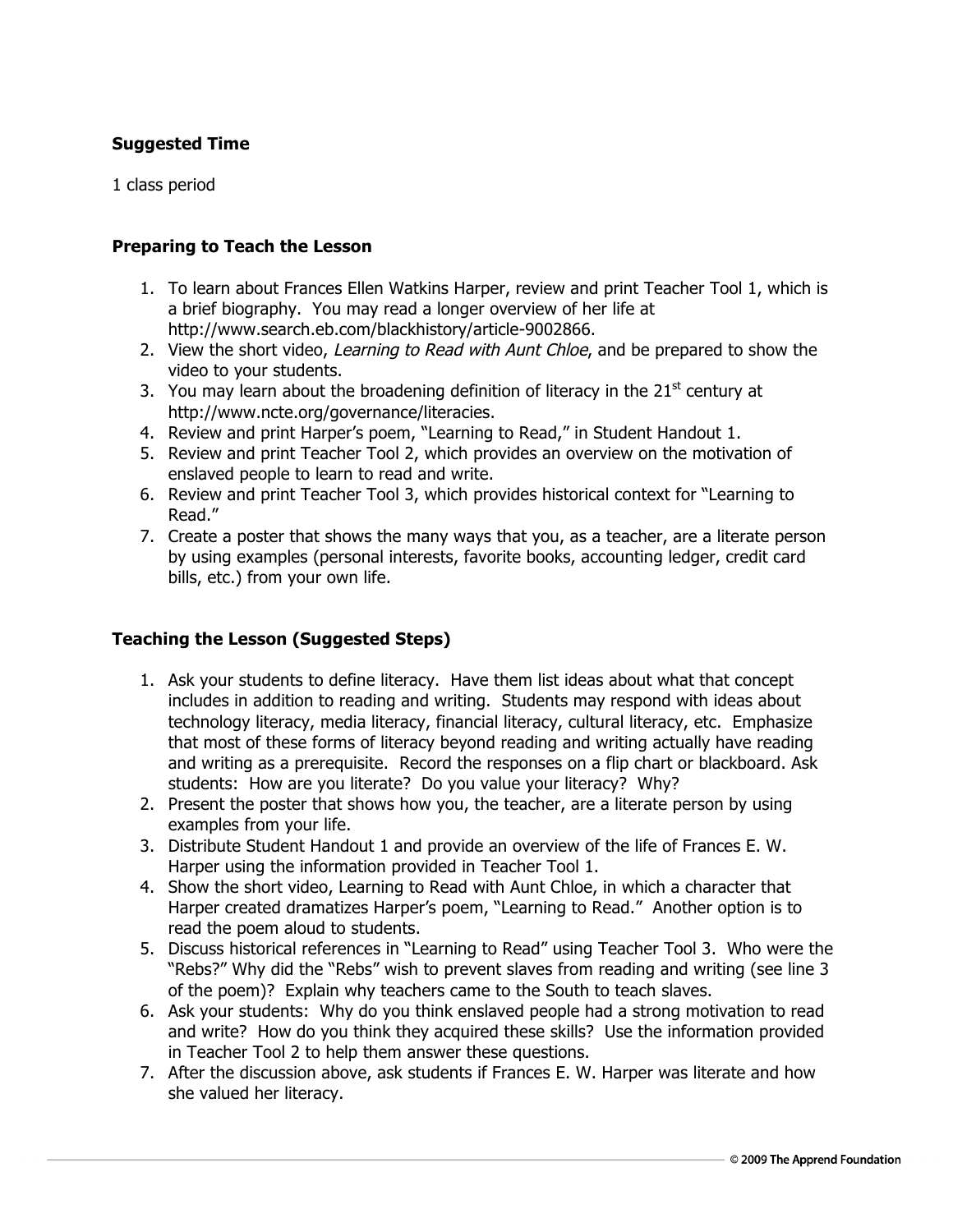**Suggested Time**

1 class period

**Preparing to Teach the Lesson**

1. To learn about Frances Ellen Watkins Harper, review and print Teacher Tool 1, which is a brief biography. You may read a longer overview of her life at http://www.search.eb.com/blackhistory/article-9002866.
2. View the short video, *Learning to Read with Aunt Chloe*, and be prepared to show the video to your students.
3. You may learn about the broadening definition of literacy in the 21st century at http://www.ncte.org/governance/literacies.
4. Review and print Harper's poem, "Learning to Read," in Student Handout 1.
5. Review and print Teacher Tool 2, which provides an overview on the motivation of enslaved people to learn to read and write.
6. Review and print Teacher Tool 3, which provides historical context for "Learning to Read."
7. Create a poster that shows the many ways that you, as a teacher, are a literate person by using examples (personal interests, favorite books, accounting ledger, credit card bills, etc.) from your own life.

**Teaching the Lesson (Suggested Steps)**

1. Ask your students to define literacy. Have them list ideas about what that concept includes in addition to reading and writing. Students may respond with ideas about technology literacy, media literacy, financial literacy, cultural literacy, etc. Emphasize that most of these forms of literacy beyond reading and writing actually have reading and writing as a prerequisite. Record the responses on a flip chart or blackboard. Ask students: How are you literate? Do you value your literacy? Why?
2. Present the poster that shows how you, the teacher, are a literate person by using examples from your life.
3. Distribute Student Handout 1 and provide an overview of the life of Frances E. W. Harper using the information provided in Teacher Tool 1.
4. Show the short video, Learning to Read with Aunt Chloe, in which a character that Harper created dramatizes Harper's poem, "Learning to Read." Another option is to read the poem aloud to students.
5. Discuss historical references in "Learning to Read" using Teacher Tool 3. Who were the "Rebs?" Why did the "Rebs" wish to prevent slaves from reading and writing (see line 3 of the poem)? Explain why teachers came to the South to teach slaves.
6. Ask your students: Why do you think enslaved people had a strong motivation to read and write? How do you think they acquired these skills? Use the information provided in Teacher Tool 2 to help them answer these questions.
7. After the discussion above, ask students if Frances E. W. Harper was literate and how she valued her literacy.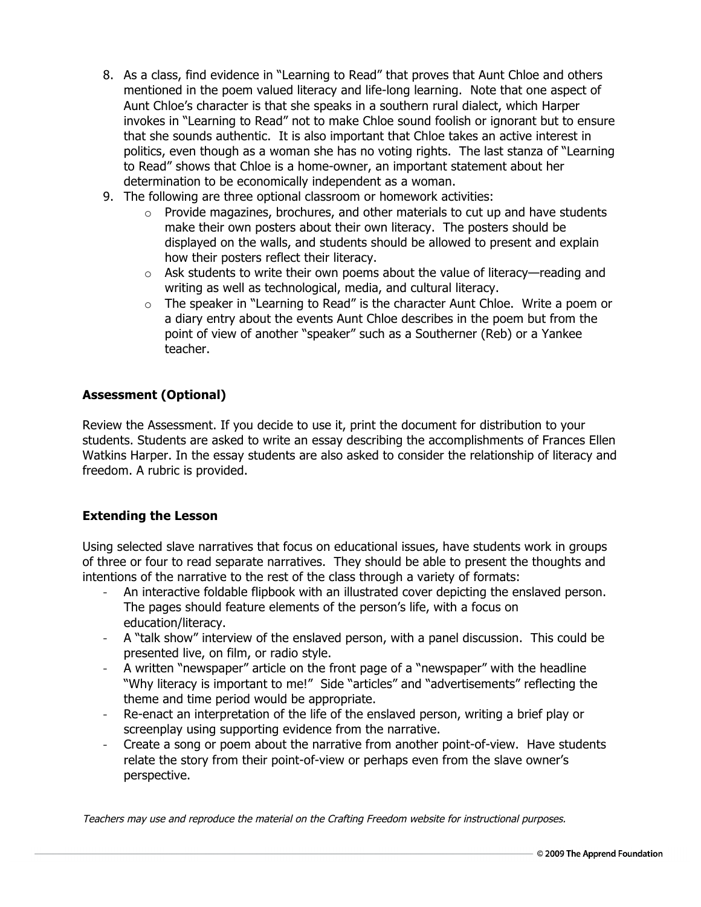8. As a class, find evidence in "Learning to Read" that proves that Aunt Chloe and others mentioned in the poem valued literacy and life-long learning. Note that one aspect of Aunt Chloe's character is that she speaks in a southern rural dialect, which Harper invokes in "Learning to Read" not to make Chloe sound foolish or ignorant but to ensure that she sounds authentic. It is also important that Chloe takes an active interest in politics, even though as a woman she has no voting rights. The last stanza of "Learning to Read" shows that Chloe is a home-owner, an important statement about her determination to be economically independent as a woman.
9. The following are three optional classroom or homework activities:
   - Provide magazines, brochures, and other materials to cut up and have students make their own posters about their own literacy. The posters should be displayed on the walls, and students should be allowed to present and explain how their posters reflect their literacy.
   - Ask students to write their own poems about the value of literacy—reading and writing as well as technological, media, and cultural literacy.
   - The speaker in "Learning to Read" is the character Aunt Chloe. Write a poem or a diary entry about the events Aunt Chloe describes in the poem but from the point of view of another "speaker" such as a Southerner (Reb) or a Yankee teacher.

### Assessment (Optional)

Review the Assessment. If you decide to use it, print the document for distribution to your students. Students are asked to write an essay describing the accomplishments of Frances Ellen Watkins Harper. In the essay students are also asked to consider the relationship of literacy and freedom. A rubric is provided.

### Extending the Lesson

Using selected slave narratives that focus on educational issues, have students work in groups of three or four to read separate narratives. They should be able to present the thoughts and intentions of the narrative to the rest of the class through a variety of formats:

- An interactive foldable flipbook with an illustrated cover depicting the enslaved person. The pages should feature elements of the person's life, with a focus on education/literacy.
- A "talk show" interview of the enslaved person, with a panel discussion. This could be presented live, on film, or radio style.
- A written "newspaper" article on the front page of a "newspaper" with the headline "Why literacy is important to me!" Side "articles" and "advertisements" reflecting the theme and time period would be appropriate.
- Re-enact an interpretation of the life of the enslaved person, writing a brief play or screenplay using supporting evidence from the narrative.
- Create a song or poem about the narrative from another point-of-view. Have students relate the story from their point-of-view or perhaps even from the slave owner's perspective.

*Teachers may use and reproduce the material on the Crafting Freedom website for instructional purposes.*

© 2009 The Apprend Foundation